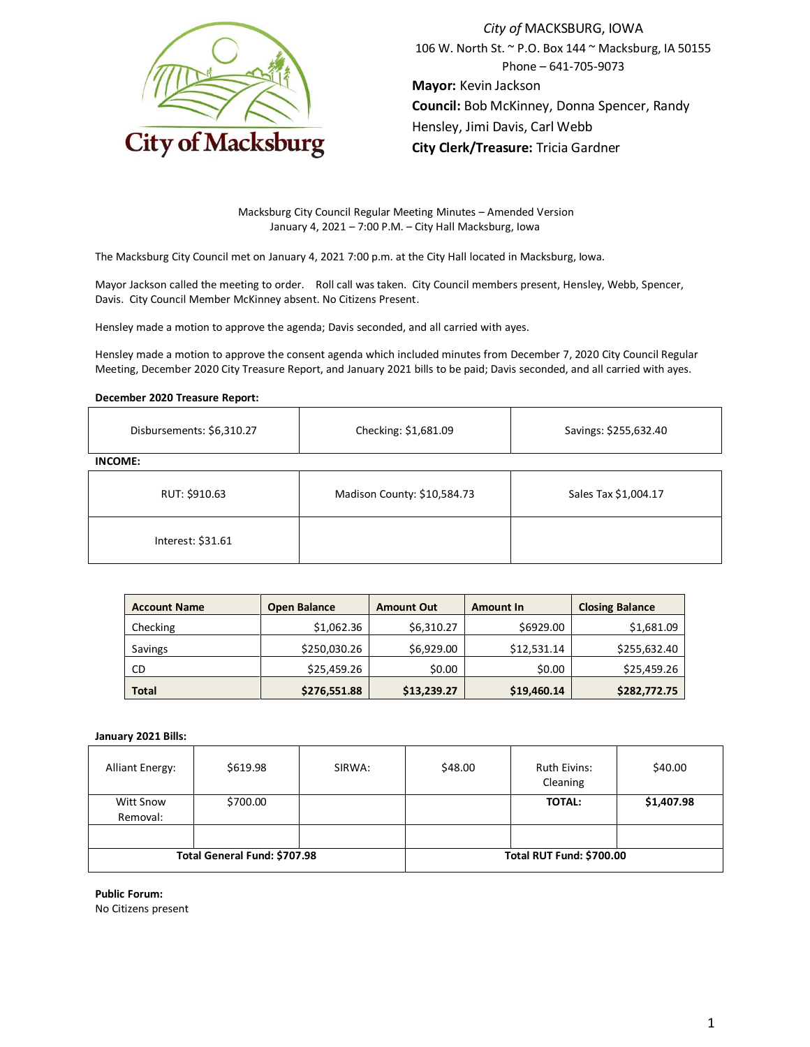City of MACKSBURG, IOWA
106 W. North St. ~ P.O. Box 144 ~ Macksburg, IA 50155
Phone – 641-705-9073

**Mayor:** Kevin Jackson
**Council:** Bob McKinney, Donna Spencer, Randy Hensley, Jimi Davis, Carl Webb
**City Clerk/Treasure:** Tricia Gardner

Macksburg City Council Regular Meeting Minutes – Amended Version
January 4, 2021 – 7:00 P.M. – City Hall Macksburg, Iowa

The Macksburg City Council met on January 4, 2021 7:00 p.m. at the City Hall located in Macksburg, Iowa.

Mayor Jackson called the meeting to order. Roll call was taken. City Council members present, Hensley, Webb, Spencer, Davis. City Council Member McKinney absent. No Citizens Present.

Hensley made a motion to approve the agenda; Davis seconded, and all carried with ayes.

Hensley made a motion to approve the consent agenda which included minutes from December 7, 2020 City Council Regular Meeting, December 2020 City Treasure Report, and January 2021 bills to be paid; Davis seconded, and all carried with ayes.

**December 2020 Treasure Report:**

| Disbursements: $6,310.27 | Checking: $1,681.09 | Savings: $255,632.40 |
|---|---|---|

**INCOME:**

| RUT: $910.63 | Madison County: $10,584.73 | Sales Tax $1,004.17 |
|---|---|---|
| Interest: $31.61 | | |

| Account Name | Open Balance | Amount Out | Amount In | Closing Balance |
|---|---|---|---|---|
| Checking | $1,062.36 | $6,310.27 | $6929.00 | $1,681.09 |
| Savings | $250,030.26 | $6,929.00 | $12,531.14 | $255,632.40 |
| CD | $25,459.26 | $0.00 | $0.00 | $25,459.26 |
| **Total** | **$276,551.88** | **$13,239.27** | **$19,460.14** | **$282,772.75** |

**January 2021 Bills:**

| Alliant Energy: | $619.98 | SIRWA: | $48.00 | Ruth Eivins: Cleaning | $40.00 |
|---|---|---|---|---|---|
| Witt Snow Removal: | $700.00 | | | **TOTAL:** | **$1,407.98** |
| | | | | | |
| **Total General Fund: $707.98** | | | **Total RUT Fund: $700.00** | | |

**Public Forum:**
No Citizens present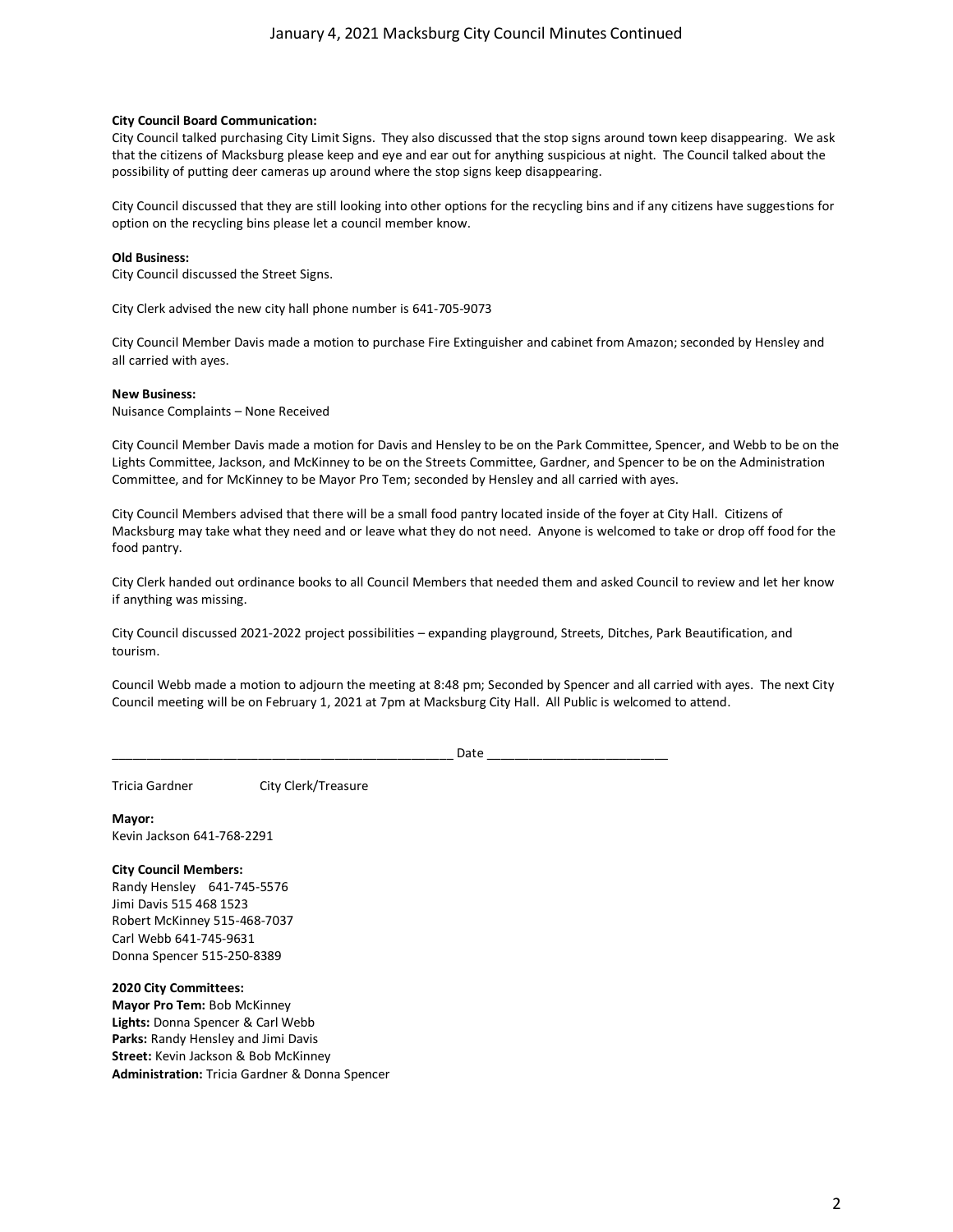**City Council Board Communication:**
City Council talked purchasing City Limit Signs. They also discussed that the stop signs around town keep disappearing. We ask that the citizens of Macksburg please keep and eye and ear out for anything suspicious at night. The Council talked about the possibility of putting deer cameras up around where the stop signs keep disappearing.

City Council discussed that they are still looking into other options for the recycling bins and if any citizens have suggestions for option on the recycling bins please let a council member know.

**Old Business:**
City Council discussed the Street Signs.

City Clerk advised the new city hall phone number is 641-705-9073

City Council Member Davis made a motion to purchase Fire Extinguisher and cabinet from Amazon; seconded by Hensley and all carried with ayes.

**New Business:**
Nuisance Complaints – None Received

City Council Member Davis made a motion for Davis and Hensley to be on the Park Committee, Spencer, and Webb to be on the Lights Committee, Jackson, and McKinney to be on the Streets Committee, Gardner, and Spencer to be on the Administration Committee, and for McKinney to be Mayor Pro Tem; seconded by Hensley and all carried with ayes.

City Council Members advised that there will be a small food pantry located inside of the foyer at City Hall. Citizens of Macksburg may take what they need and or leave what they do not need. Anyone is welcomed to take or drop off food for the food pantry.

City Clerk handed out ordinance books to all Council Members that needed them and asked Council to review and let her know if anything was missing.

City Council discussed 2021-2022 project possibilities – expanding playground, Streets, Ditches, Park Beautification, and tourism.

Council Webb made a motion to adjourn the meeting at 8:48 pm; Seconded by Spencer and all carried with ayes. The next City Council meeting will be on February 1, 2021 at 7pm at Macksburg City Hall. All Public is welcomed to attend.

__________________________________________________ Date __________________________

Tricia Gardner City Clerk/Treasure

**Mayor:**
Kevin Jackson 641-768-2291

**City Council Members:**
Randy Hensley 641-745-5576
Jimi Davis 515 468 1523
Robert McKinney 515-468-7037
Carl Webb 641-745-9631
Donna Spencer 515-250-8389

**2020 City Committees:**
**Mayor Pro Tem:** Bob McKinney
**Lights:** Donna Spencer & Carl Webb
**Parks:** Randy Hensley and Jimi Davis
**Street:** Kevin Jackson & Bob McKinney
**Administration:** Tricia Gardner & Donna Spencer